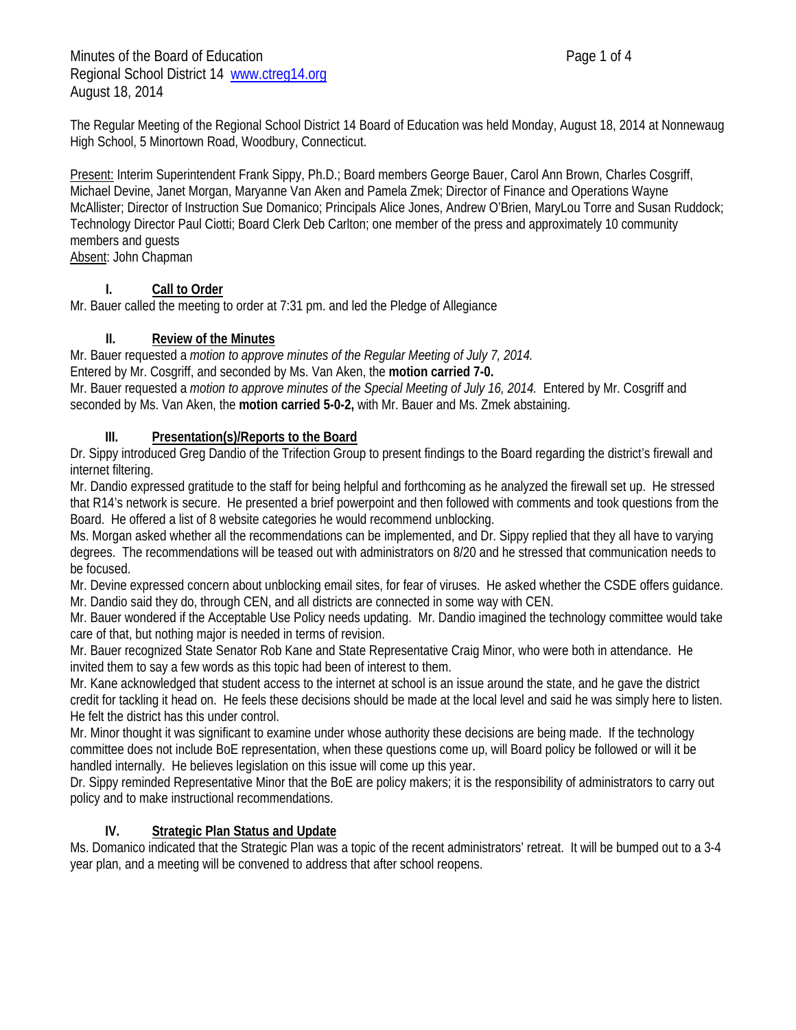Minutes of the Board of Education
Regional School District 14 www.ctreg14.org
August 18, 2014

The Regular Meeting of the Regional School District 14 Board of Education was held Monday, August 18, 2014 at Nonnewaug High School, 5 Minortown Road, Woodbury, Connecticut.

Present: Interim Superintendent Frank Sippy, Ph.D.; Board members George Bauer, Carol Ann Brown, Charles Cosgriff, Michael Devine, Janet Morgan, Maryanne Van Aken and Pamela Zmek; Director of Finance and Operations Wayne McAllister; Director of Instruction Sue Domanico; Principals Alice Jones, Andrew O'Brien, MaryLou Torre and Susan Ruddock; Technology Director Paul Ciotti; Board Clerk Deb Carlton; one member of the press and approximately 10 community members and guests
Absent: John Chapman

## I. Call to Order

Mr. Bauer called the meeting to order at 7:31 pm. and led the Pledge of Allegiance

## II. Review of the Minutes

Mr. Bauer requested a *motion to approve minutes of the Regular Meeting of July 7, 2014.*
Entered by Mr. Cosgriff, and seconded by Ms. Van Aken, the **motion carried 7-0.**
Mr. Bauer requested a *motion to approve minutes of the Special Meeting of July 16, 2014.* Entered by Mr. Cosgriff and seconded by Ms. Van Aken, the **motion carried 5-0-2,** with Mr. Bauer and Ms. Zmek abstaining.

## III. Presentation(s)/Reports to the Board

Dr. Sippy introduced Greg Dandio of the Trifection Group to present findings to the Board regarding the district's firewall and internet filtering.
Mr. Dandio expressed gratitude to the staff for being helpful and forthcoming as he analyzed the firewall set up. He stressed that R14's network is secure. He presented a brief powerpoint and then followed with comments and took questions from the Board. He offered a list of 8 website categories he would recommend unblocking.
Ms. Morgan asked whether all the recommendations can be implemented, and Dr. Sippy replied that they all have to varying degrees. The recommendations will be teased out with administrators on 8/20 and he stressed that communication needs to be focused.
Mr. Devine expressed concern about unblocking email sites, for fear of viruses. He asked whether the CSDE offers guidance. Mr. Dandio said they do, through CEN, and all districts are connected in some way with CEN.
Mr. Bauer wondered if the Acceptable Use Policy needs updating. Mr. Dandio imagined the technology committee would take care of that, but nothing major is needed in terms of revision.
Mr. Bauer recognized State Senator Rob Kane and State Representative Craig Minor, who were both in attendance. He invited them to say a few words as this topic had been of interest to them.
Mr. Kane acknowledged that student access to the internet at school is an issue around the state, and he gave the district credit for tackling it head on. He feels these decisions should be made at the local level and said he was simply here to listen. He felt the district has this under control.
Mr. Minor thought it was significant to examine under whose authority these decisions are being made. If the technology committee does not include BoE representation, when these questions come up, will Board policy be followed or will it be handled internally. He believes legislation on this issue will come up this year.
Dr. Sippy reminded Representative Minor that the BoE are policy makers; it is the responsibility of administrators to carry out policy and to make instructional recommendations.

## IV. Strategic Plan Status and Update

Ms. Domanico indicated that the Strategic Plan was a topic of the recent administrators' retreat. It will be bumped out to a 3-4 year plan, and a meeting will be convened to address that after school reopens.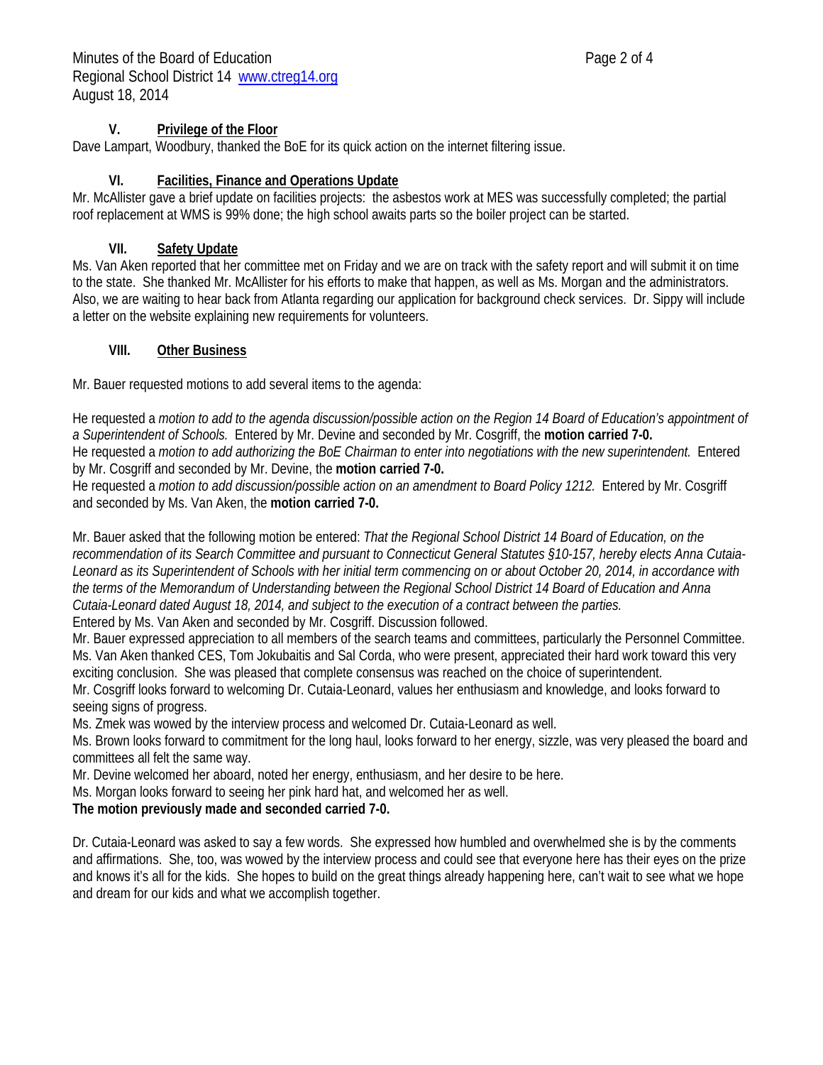## V. Privilege of the Floor

Dave Lampart, Woodbury, thanked the BoE for its quick action on the internet filtering issue.

## VI. Facilities, Finance and Operations Update

Mr. McAllister gave a brief update on facilities projects: the asbestos work at MES was successfully completed; the partial roof replacement at WMS is 99% done; the high school awaits parts so the boiler project can be started.

## VII. Safety Update

Ms. Van Aken reported that her committee met on Friday and we are on track with the safety report and will submit it on time to the state. She thanked Mr. McAllister for his efforts to make that happen, as well as Ms. Morgan and the administrators. Also, we are waiting to hear back from Atlanta regarding our application for background check services. Dr. Sippy will include a letter on the website explaining new requirements for volunteers.

## VIII. Other Business

Mr. Bauer requested motions to add several items to the agenda:

He requested a *motion to add to the agenda discussion/possible action on the Region 14 Board of Education's appointment of a Superintendent of Schools.* Entered by Mr. Devine and seconded by Mr. Cosgriff, the **motion carried 7-0.**
He requested a *motion to add authorizing the BoE Chairman to enter into negotiations with the new superintendent.* Entered by Mr. Cosgriff and seconded by Mr. Devine, the **motion carried 7-0.**
He requested a *motion to add discussion/possible action on an amendment to Board Policy 1212.* Entered by Mr. Cosgriff and seconded by Ms. Van Aken, the **motion carried 7-0.**

Mr. Bauer asked that the following motion be entered: *That the Regional School District 14 Board of Education, on the recommendation of its Search Committee and pursuant to Connecticut General Statutes §10-157, hereby elects Anna Cutaia-Leonard as its Superintendent of Schools with her initial term commencing on or about October 20, 2014, in accordance with the terms of the Memorandum of Understanding between the Regional School District 14 Board of Education and Anna Cutaia-Leonard dated August 18, 2014, and subject to the execution of a contract between the parties.*
Entered by Ms. Van Aken and seconded by Mr. Cosgriff. Discussion followed.
Mr. Bauer expressed appreciation to all members of the search teams and committees, particularly the Personnel Committee.
Ms. Van Aken thanked CES, Tom Jokubaitis and Sal Corda, who were present, appreciated their hard work toward this very exciting conclusion. She was pleased that complete consensus was reached on the choice of superintendent.
Mr. Cosgriff looks forward to welcoming Dr. Cutaia-Leonard, values her enthusiasm and knowledge, and looks forward to seeing signs of progress.
Ms. Zmek was wowed by the interview process and welcomed Dr. Cutaia-Leonard as well.
Ms. Brown looks forward to commitment for the long haul, looks forward to her energy, sizzle, was very pleased the board and committees all felt the same way.
Mr. Devine welcomed her aboard, noted her energy, enthusiasm, and her desire to be here.
Ms. Morgan looks forward to seeing her pink hard hat, and welcomed her as well.
**The motion previously made and seconded carried 7-0.**

Dr. Cutaia-Leonard was asked to say a few words. She expressed how humbled and overwhelmed she is by the comments and affirmations. She, too, was wowed by the interview process and could see that everyone here has their eyes on the prize and knows it's all for the kids. She hopes to build on the great things already happening here, can't wait to see what we hope and dream for our kids and what we accomplish together.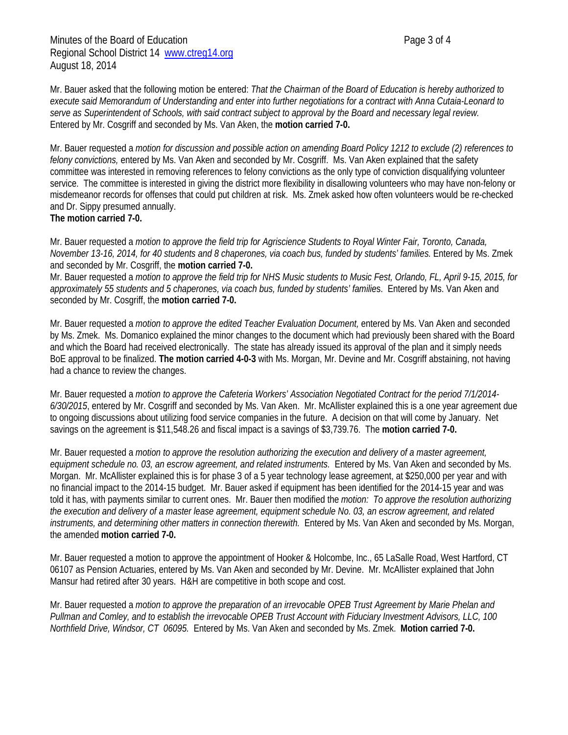Mr. Bauer asked that the following motion be entered: *That the Chairman of the Board of Education is hereby authorized to execute said Memorandum of Understanding and enter into further negotiations for a contract with Anna Cutaia-Leonard to serve as Superintendent of Schools, with said contract subject to approval by the Board and necessary legal review.* Entered by Mr. Cosgriff and seconded by Ms. Van Aken, the **motion carried 7-0.**

Mr. Bauer requested a *motion for discussion and possible action on amending Board Policy 1212 to exclude (2) references to felony convictions,* entered by Ms. Van Aken and seconded by Mr. Cosgriff. Ms. Van Aken explained that the safety committee was interested in removing references to felony convictions as the only type of conviction disqualifying volunteer service. The committee is interested in giving the district more flexibility in disallowing volunteers who may have non-felony or misdemeanor records for offenses that could put children at risk. Ms. Zmek asked how often volunteers would be re-checked and Dr. Sippy presumed annually.
**The motion carried 7-0.**

Mr. Bauer requested a *motion to approve the field trip for Agriscience Students to Royal Winter Fair, Toronto, Canada, November 13-16, 2014, for 40 students and 8 chaperones, via coach bus, funded by students' families.* Entered by Ms. Zmek and seconded by Mr. Cosgriff, the **motion carried 7-0.**
Mr. Bauer requested a *motion to approve the field trip for NHS Music students to Music Fest, Orlando, FL, April 9-15, 2015, for approximately 55 students and 5 chaperones, via coach bus, funded by students' familie*s. Entered by Ms. Van Aken and seconded by Mr. Cosgriff, the **motion carried 7-0.**

Mr. Bauer requested a *motion to approve the edited Teacher Evaluation Document,* entered by Ms. Van Aken and seconded by Ms. Zmek. Ms. Domanico explained the minor changes to the document which had previously been shared with the Board and which the Board had received electronically. The state has already issued its approval of the plan and it simply needs BoE approval to be finalized. **The motion carried 4-0-3** with Ms. Morgan, Mr. Devine and Mr. Cosgriff abstaining, not having had a chance to review the changes.

Mr. Bauer requested a *motion to approve the Cafeteria Workers' Association Negotiated Contract for the period 7/1/2014-6/30/2015*, entered by Mr. Cosgriff and seconded by Ms. Van Aken. Mr. McAllister explained this is a one year agreement due to ongoing discussions about utilizing food service companies in the future. A decision on that will come by January. Net savings on the agreement is $11,548.26 and fiscal impact is a savings of $3,739.76. The **motion carried 7-0.**

Mr. Bauer requested a *motion to approve the resolution authorizing the execution and delivery of a master agreement, equipment schedule no. 03, an escrow agreement, and related instruments.* Entered by Ms. Van Aken and seconded by Ms. Morgan. Mr. McAllister explained this is for phase 3 of a 5 year technology lease agreement, at $250,000 per year and with no financial impact to the 2014-15 budget. Mr. Bauer asked if equipment has been identified for the 2014-15 year and was told it has, with payments similar to current ones. Mr. Bauer then modified the *motion: To approve the resolution authorizing the execution and delivery of a master lease agreement, equipment schedule No. 03, an escrow agreement, and related instruments, and determining other matters in connection therewith.* Entered by Ms. Van Aken and seconded by Ms. Morgan, the amended **motion carried 7-0.**

Mr. Bauer requested a motion to approve the appointment of Hooker & Holcombe, Inc., 65 LaSalle Road, West Hartford, CT 06107 as Pension Actuaries, entered by Ms. Van Aken and seconded by Mr. Devine. Mr. McAllister explained that John Mansur had retired after 30 years. H&H are competitive in both scope and cost.

Mr. Bauer requested a *motion to approve the preparation of an irrevocable OPEB Trust Agreement by Marie Phelan and Pullman and Comley, and to establish the irrevocable OPEB Trust Account with Fiduciary Investment Advisors, LLC, 100 Northfield Drive, Windsor, CT 06095.* Entered by Ms. Van Aken and seconded by Ms. Zmek. **Motion carried 7-0.**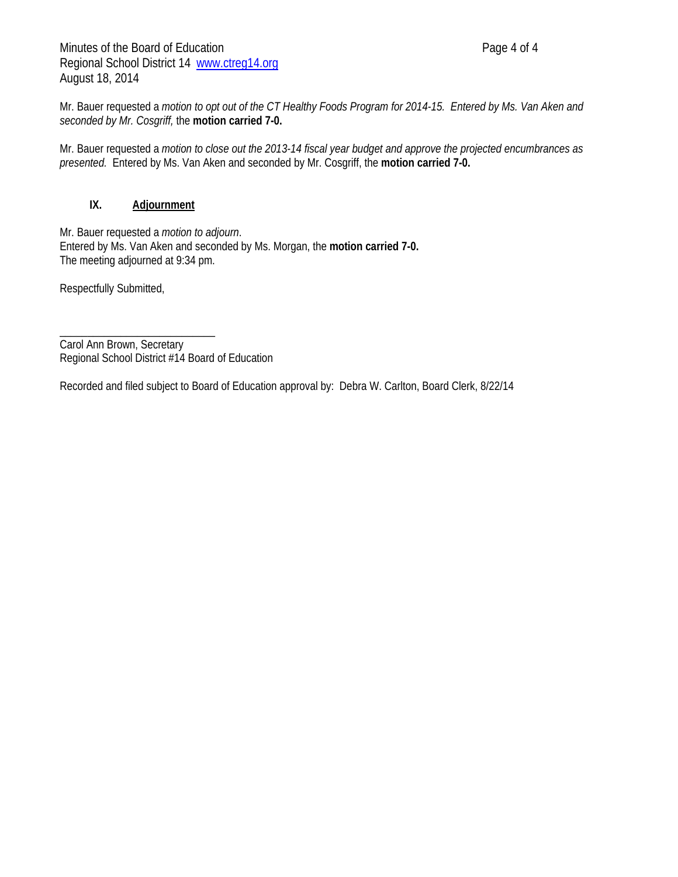Mr. Bauer requested a *motion to opt out of the CT Healthy Foods Program for 2014-15. Entered by Ms. Van Aken and seconded by Mr. Cosgriff,* the **motion carried 7-0.**

Mr. Bauer requested a *motion to close out the 2013-14 fiscal year budget and approve the projected encumbrances as presented.* Entered by Ms. Van Aken and seconded by Mr. Cosgriff, the **motion carried 7-0.**

## IX. Adjournment

Mr. Bauer requested a *motion to adjourn*.
Entered by Ms. Van Aken and seconded by Ms. Morgan, the **motion carried 7-0.**
The meeting adjourned at 9:34 pm.

Respectfully Submitted,

\_\_\_\_\_\_\_\_\_\_\_\_\_\_\_\_\_\_\_\_\_\_\_\_\_\_\_\_
Carol Ann Brown, Secretary
Regional School District #14 Board of Education

Recorded and filed subject to Board of Education approval by: Debra W. Carlton, Board Clerk, 8/22/14